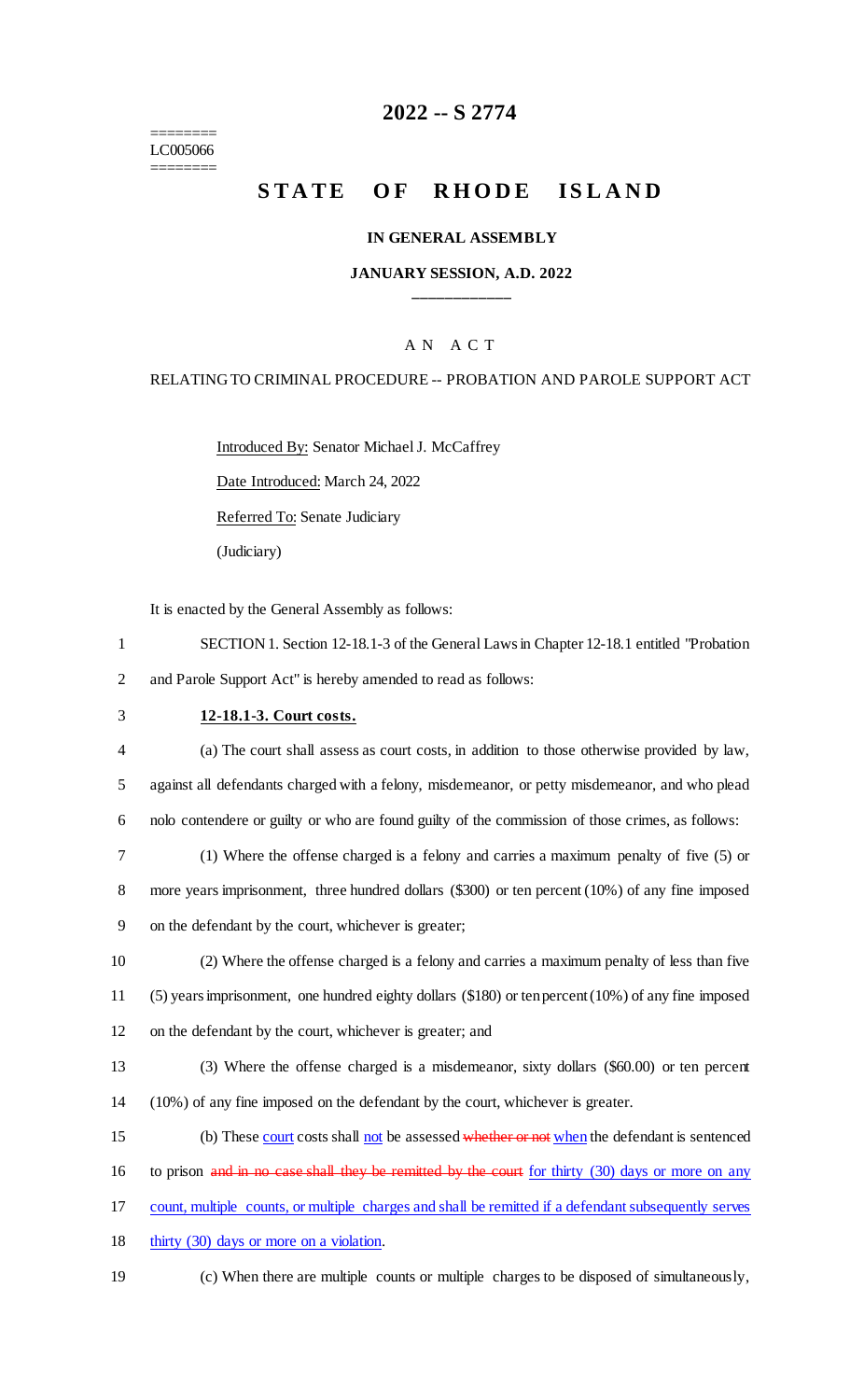========
LC005066
========

# 2022 -- S 2774

# STATE OF RHODE ISLAND

**IN GENERAL ASSEMBLY**

**JANUARY SESSION, A.D. 2022**

A N A C T

RELATING TO CRIMINAL PROCEDURE -- PROBATION AND PAROLE SUPPORT ACT

Introduced By: Senator Michael J. McCaffrey

Date Introduced: March 24, 2022

Referred To: Senate Judiciary

(Judiciary)

It is enacted by the General Assembly as follows:

1 SECTION 1. Section 12-18.1-3 of the General Laws in Chapter 12-18.1 entitled "Probation
2 and Parole Support Act" is hereby amended to read as follows:

3 **12-18.1-3. Court costs.**

4 (a) The court shall assess as court costs, in addition to those otherwise provided by law,
5 against all defendants charged with a felony, misdemeanor, or petty misdemeanor, and who plead
6 nolo contendere or guilty or who are found guilty of the commission of those crimes, as follows:

7 (1) Where the offense charged is a felony and carries a maximum penalty of five (5) or
8 more years imprisonment, three hundred dollars ($300) or ten percent (10%) of any fine imposed
9 on the defendant by the court, whichever is greater;

10 (2) Where the offense charged is a felony and carries a maximum penalty of less than five
11 (5) years imprisonment, one hundred eighty dollars ($180) or ten percent (10%) of any fine imposed
12 on the defendant by the court, whichever is greater; and

13 (3) Where the offense charged is a misdemeanor, sixty dollars ($60.00) or ten percent
14 (10%) of any fine imposed on the defendant by the court, whichever is greater.

15 (b) These court costs shall not be assessed ~~whether or not~~ when the defendant is sentenced
16 to prison ~~and in no case shall they be remitted by the court~~ for thirty (30) days or more on any
17 count, multiple counts, or multiple charges and shall be remitted if a defendant subsequently serves
18 thirty (30) days or more on a violation.

19 (c) When there are multiple counts or multiple charges to be disposed of simultaneously,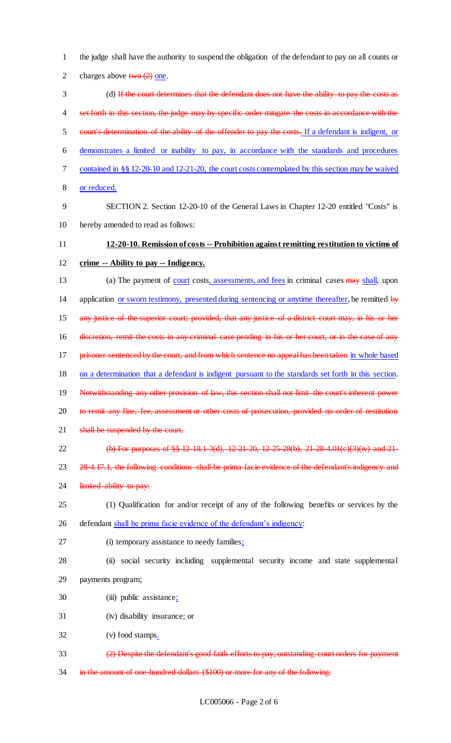the judge shall have the authority to suspend the obligation of the defendant to pay on all counts or charges above ~~two (2)~~ <u>one</u>.

(d) ~~If the court determines that the defendant does not have the ability to pay the costs as set forth in this section, the judge may by specific order mitigate the costs in accordance with the court's determination of the ability of the offender to pay the costs.~~ <u>If a defendant is indigent, or demonstrates a limited or inability to pay, in accordance with the standards and procedures contained in §§ 12-20-10 and 12-21-20, the court costs contemplated by this section may be waived or reduced.</u>

SECTION 2. Section 12-20-10 of the General Laws in Chapter 12-20 entitled "Costs" is hereby amended to read as follows:

**<u>12-20-10. Remission of costs -- Prohibition against remitting restitution to victims of crime -- Ability to pay -- Indigency.</u>**

(a) The payment of <u>court</u> costs<u>, assessments, and fees</u> in criminal cases ~~may~~ <u>shall</u>, upon application <u>or sworn testimony, presented during sentencing or anytime thereafter</u>, be remitted ~~by any justice of the superior court; provided, that any justice of a district court may, in his or her discretion, remit the costs in any criminal case pending in his or her court, or in the case of any prisoner sentenced by the court, and from which sentence no appeal has been taken~~ <u>in whole based on a determination that a defendant is indigent pursuant to the standards set forth in this section</u>. ~~Notwithstanding any other provision of law, this section shall not limit the court's inherent power to remit any fine, fee, assessment or other costs of prosecution, provided no order of restitution shall be suspended by the court.~~

~~(b) For purposes of §§ 12-18.1-3(d), 12-21-20, 12-25-28(b), 21-28-4.01(c)(3)(iv) and 21-28-4.17.1, the following conditions shall be prima facie evidence of the defendant's indigency and limited ability to pay:~~

(1) Qualification for and/or receipt of any of the following benefits or services by the defendant <u>shall be prima facie evidence of the defendant's indigency</u>:

(i) temporary assistance to needy families<u>;</u>

(ii) social security including supplemental security income and state supplemental payments program;

(iii) public assistance<u>;</u>

(iv) disability insurance; or

(v) food stamps<u>.</u>

~~(2) Despite the defendant's good faith efforts to pay, outstanding court orders for payment in the amount of one hundred dollars ($100) or more for any of the following:~~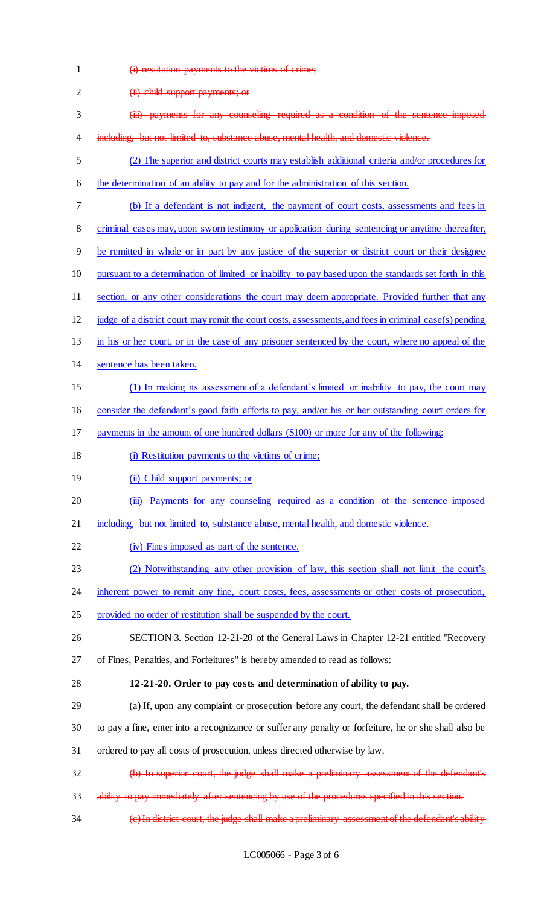~~(i) restitution payments to the victims of crime;~~

~~(ii) child support payments; or~~

~~(iii) payments for any counseling required as a condition of the sentence imposed including, but not limited to, substance abuse, mental health, and domestic violence.~~

<u>(2) The superior and district courts may establish additional criteria and/or procedures for the determination of an ability to pay and for the administration of this section.</u>

<u>(b) If a defendant is not indigent, the payment of court costs, assessments and fees in criminal cases may, upon sworn testimony or application during sentencing or anytime thereafter, be remitted in whole or in part by any justice of the superior or district court or their designee pursuant to a determination of limited or inability to pay based upon the standards set forth in this section, or any other considerations the court may deem appropriate. Provided further that any judge of a district court may remit the court costs, assessments, and fees in criminal case(s) pending in his or her court, or in the case of any prisoner sentenced by the court, where no appeal of the sentence has been taken.</u>

<u>(1) In making its assessment of a defendant's limited or inability to pay, the court may consider the defendant's good faith efforts to pay, and/or his or her outstanding court orders for payments in the amount of one hundred dollars ($100) or more for any of the following:</u>

<u>(i) Restitution payments to the victims of crime;</u>

<u>(ii) Child support payments; or</u>

<u>(iii) Payments for any counseling required as a condition of the sentence imposed including, but not limited to, substance abuse, mental health, and domestic violence.</u>

<u>(iv) Fines imposed as part of the sentence.</u>

<u>(2) Notwithstanding any other provision of law, this section shall not limit the court's inherent power to remit any fine, court costs, fees, assessments or other costs of prosecution, provided no order of restitution shall be suspended by the court.</u>

SECTION 3. Section 12-21-20 of the General Laws in Chapter 12-21 entitled "Recovery of Fines, Penalties, and Forfeitures" is hereby amended to read as follows:

**<u>12-21-20. Order to pay costs and determination of ability to pay.</u>**

(a) If, upon any complaint or prosecution before any court, the defendant shall be ordered to pay a fine, enter into a recognizance or suffer any penalty or forfeiture, he or she shall also be ordered to pay all costs of prosecution, unless directed otherwise by law.

~~(b) In superior court, the judge shall make a preliminary assessment of the defendant's ability to pay immediately after sentencing by use of the procedures specified in this section.~~

~~(c) In district court, the judge shall make a preliminary assessment of the defendant's ability~~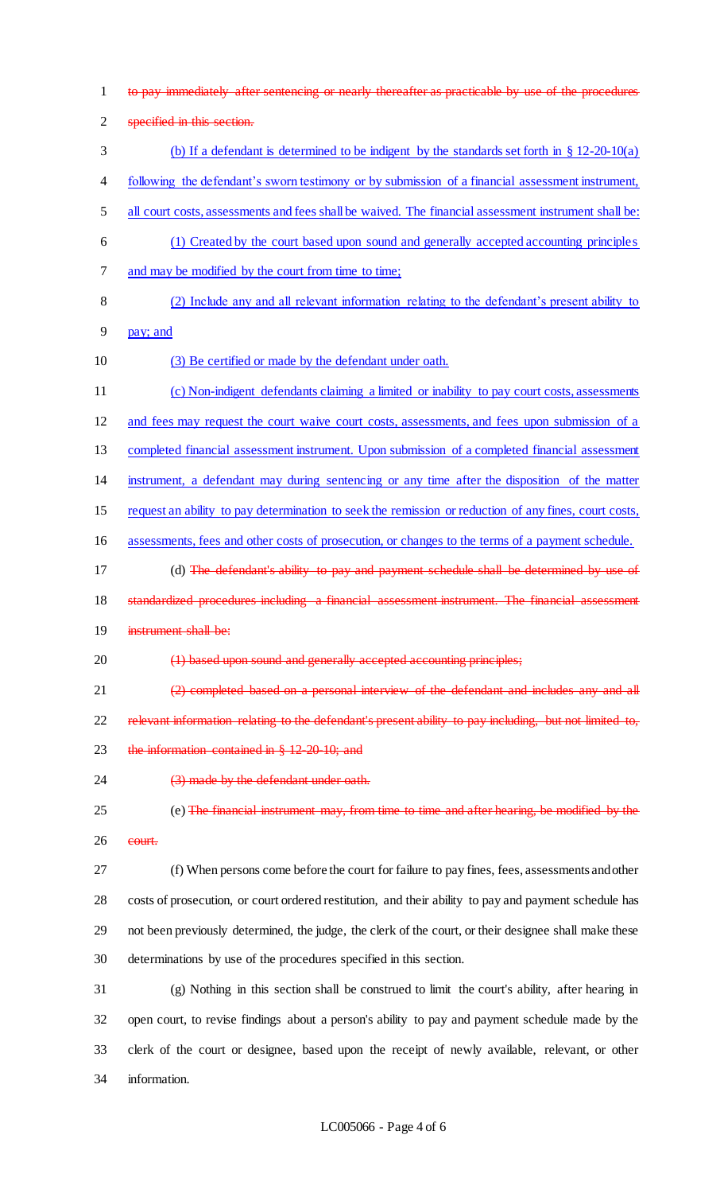~~to pay immediately after sentencing or nearly thereafter as practicable by use of the procedures specified in this section.~~

(b) If a defendant is determined to be indigent by the standards set forth in § 12-20-10(a) following the defendant's sworn testimony or by submission of a financial assessment instrument, all court costs, assessments and fees shall be waived. The financial assessment instrument shall be:

(1) Created by the court based upon sound and generally accepted accounting principles and may be modified by the court from time to time;

(2) Include any and all relevant information relating to the defendant's present ability to pay; and

(3) Be certified or made by the defendant under oath.

(c) Non-indigent defendants claiming a limited or inability to pay court costs, assessments and fees may request the court waive court costs, assessments, and fees upon submission of a completed financial assessment instrument. Upon submission of a completed financial assessment instrument, a defendant may during sentencing or any time after the disposition of the matter request an ability to pay determination to seek the remission or reduction of any fines, court costs, assessments, fees and other costs of prosecution, or changes to the terms of a payment schedule.

(d) ~~The defendant's ability to pay and payment schedule shall be determined by use of standardized procedures including a financial assessment instrument. The financial assessment instrument shall be:~~

~~(1) based upon sound and generally accepted accounting principles;~~

~~(2) completed based on a personal interview of the defendant and includes any and all relevant information relating to the defendant's present ability to pay including, but not limited to, the information contained in § 12-20-10; and~~

~~(3) made by the defendant under oath.~~

(e) ~~The financial instrument may, from time to time and after hearing, be modified by the court.~~

(f) When persons come before the court for failure to pay fines, fees, assessments and other costs of prosecution, or court ordered restitution, and their ability to pay and payment schedule has not been previously determined, the judge, the clerk of the court, or their designee shall make these determinations by use of the procedures specified in this section.

(g) Nothing in this section shall be construed to limit the court's ability, after hearing in open court, to revise findings about a person's ability to pay and payment schedule made by the clerk of the court or designee, based upon the receipt of newly available, relevant, or other information.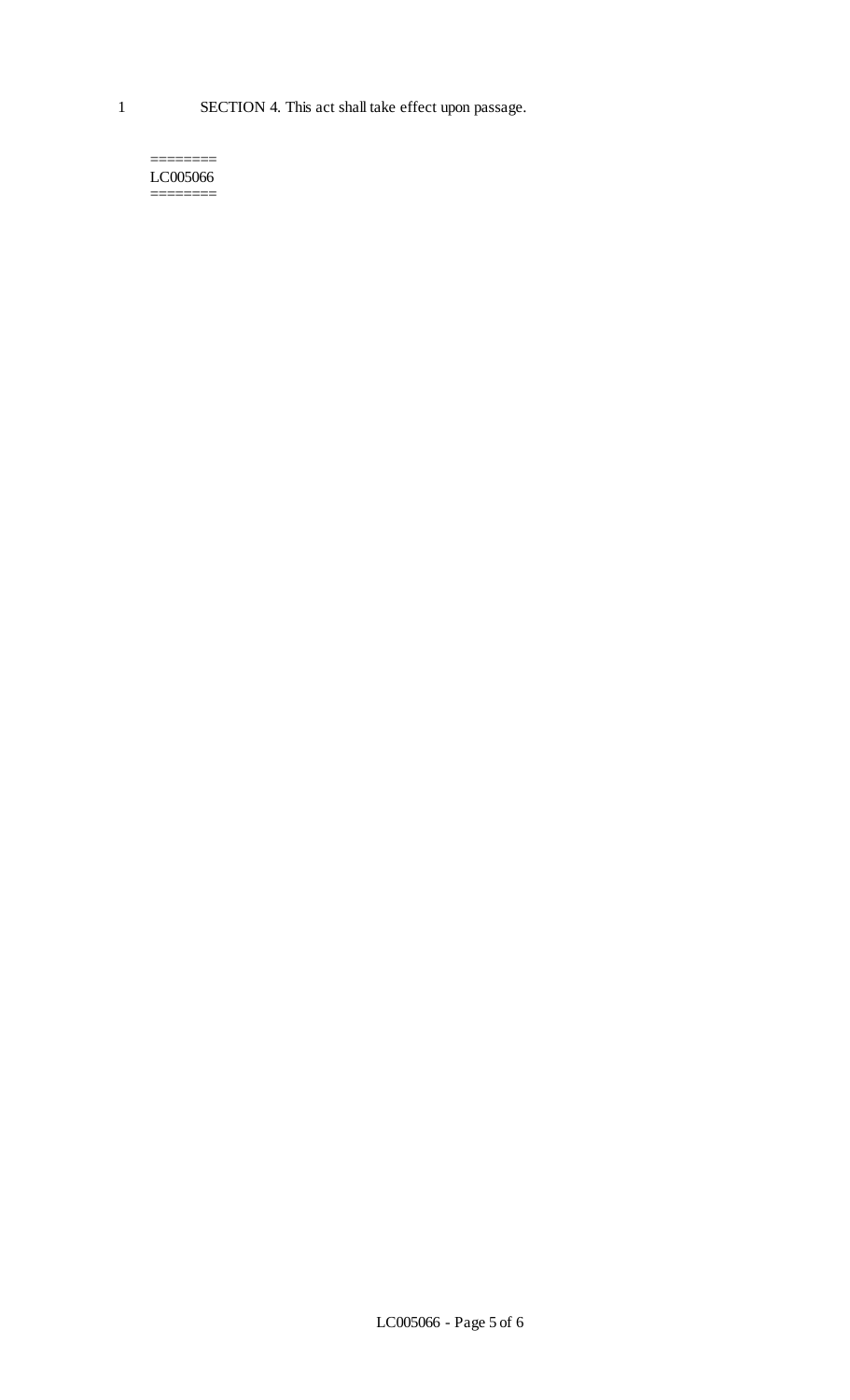1 SECTION 4. This act shall take effect upon passage.

========
LC005066
========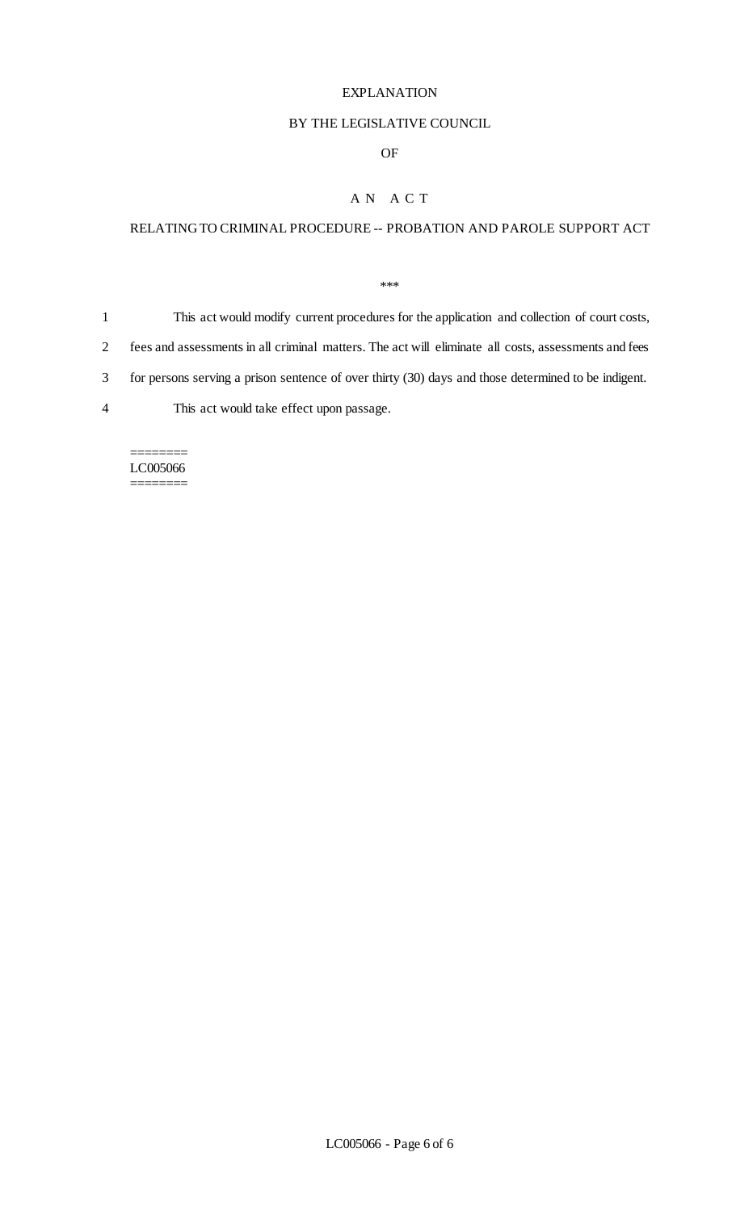EXPLANATION

BY THE LEGISLATIVE COUNCIL

OF

A N A C T

RELATING TO CRIMINAL PROCEDURE -- PROBATION AND PAROLE SUPPORT ACT

\*\*\*

1 This act would modify current procedures for the application and collection of court costs,
2 fees and assessments in all criminal matters. The act will eliminate all costs, assessments and fees
3 for persons serving a prison sentence of over thirty (30) days and those determined to be indigent.
4 This act would take effect upon passage.

========
LC005066
========